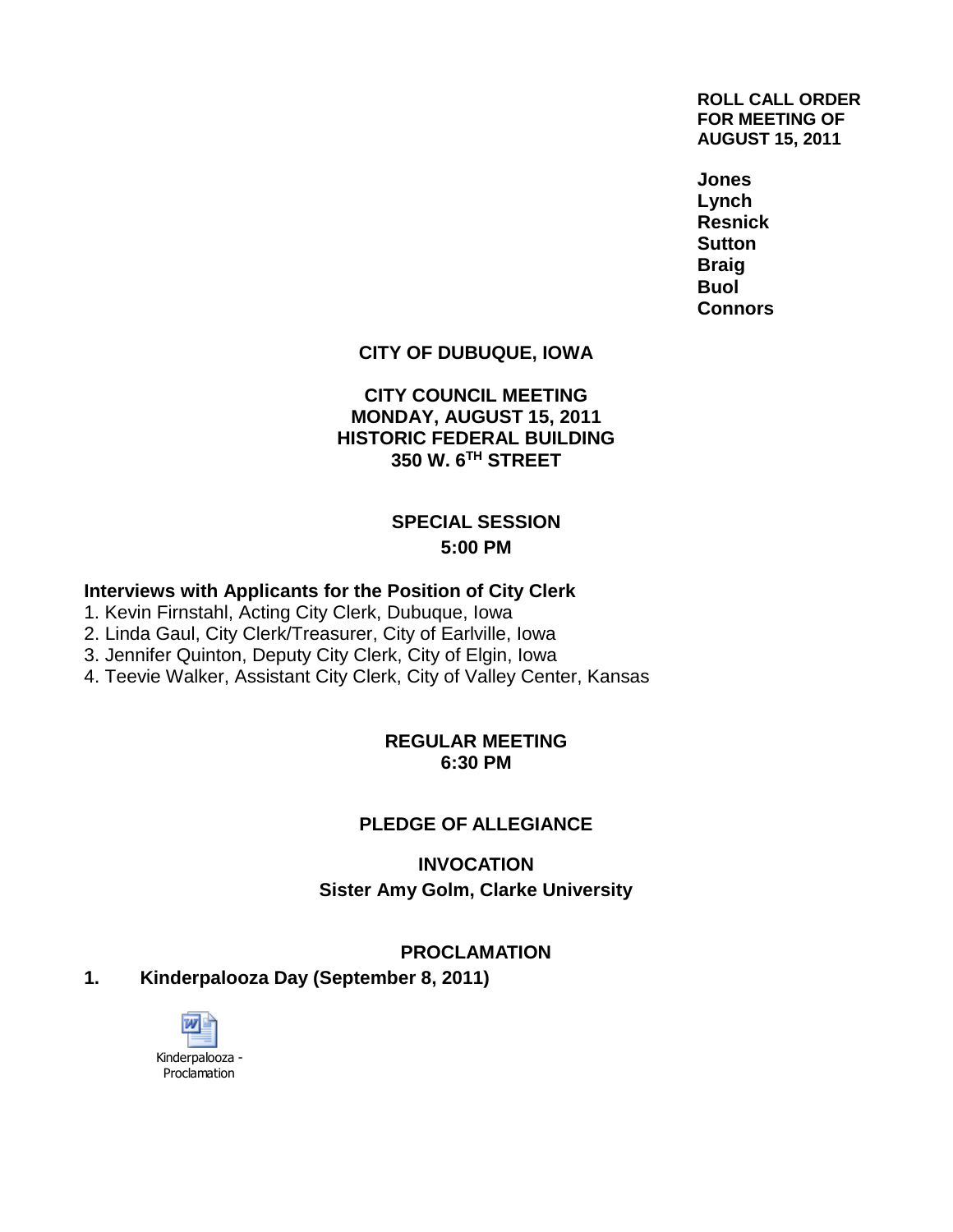**ROLL CALL ORDER**
**FOR MEETING OF**
**AUGUST 15, 2011**

**Jones**
**Lynch**
**Resnick**
**Sutton**
**Braig**
**Buol**
**Connors**

# CITY OF DUBUQUE, IOWA

## CITY COUNCIL MEETING
## MONDAY, AUGUST 15, 2011
## HISTORIC FEDERAL BUILDING
## 350 W. 6TH STREET

## SPECIAL SESSION
**5:00 PM**

**Interviews with Applicants for the Position of City Clerk**

1. Kevin Firnstahl, Acting City Clerk, Dubuque, Iowa
2. Linda Gaul, City Clerk/Treasurer, City of Earlville, Iowa
3. Jennifer Quinton, Deputy City Clerk, City of Elgin, Iowa
4. Teevie Walker, Assistant City Clerk, City of Valley Center, Kansas

## REGULAR MEETING
**6:30 PM**

## PLEDGE OF ALLEGIANCE

## INVOCATION
**Sister Amy Golm, Clarke University**

## PROCLAMATION

**1. Kinderpalooza Day (September 8, 2011)**

Kinderpalooza - Proclamation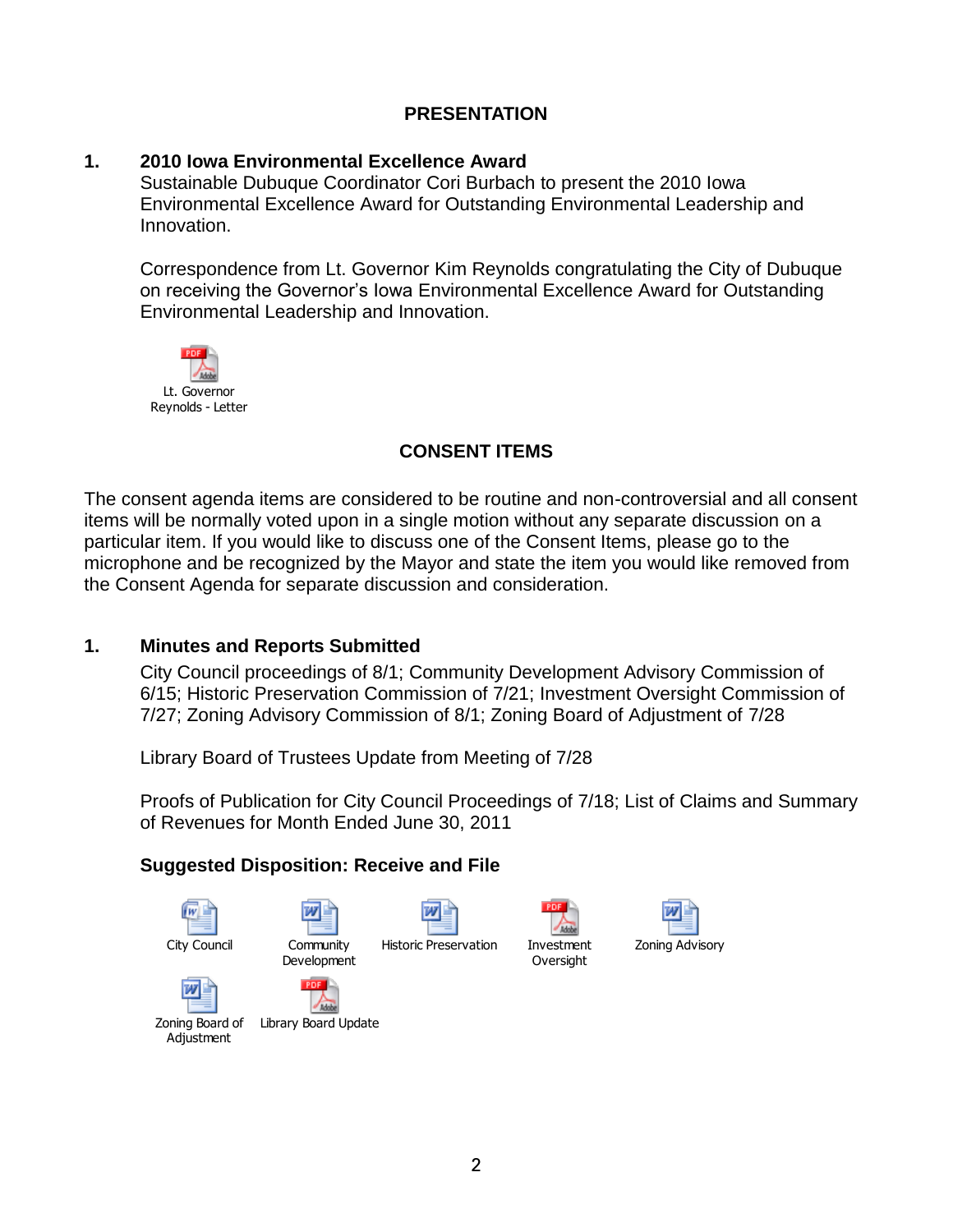## PRESENTATION

**1. 2010 Iowa Environmental Excellence Award**

Sustainable Dubuque Coordinator Cori Burbach to present the 2010 Iowa Environmental Excellence Award for Outstanding Environmental Leadership and Innovation.

Correspondence from Lt. Governor Kim Reynolds congratulating the City of Dubuque on receiving the Governor's Iowa Environmental Excellence Award for Outstanding Environmental Leadership and Innovation.

Lt. Governor Reynolds - Letter

## CONSENT ITEMS

The consent agenda items are considered to be routine and non-controversial and all consent items will be normally voted upon in a single motion without any separate discussion on a particular item. If you would like to discuss one of the Consent Items, please go to the microphone and be recognized by the Mayor and state the item you would like removed from the Consent Agenda for separate discussion and consideration.

**1. Minutes and Reports Submitted**

City Council proceedings of 8/1; Community Development Advisory Commission of 6/15; Historic Preservation Commission of 7/21; Investment Oversight Commission of 7/27; Zoning Advisory Commission of 8/1; Zoning Board of Adjustment of 7/28

Library Board of Trustees Update from Meeting of 7/28

Proofs of Publication for City Council Proceedings of 7/18; List of Claims and Summary of Revenues for Month Ended June 30, 2011

**Suggested Disposition: Receive and File**

City Council
Community Development
Historic Preservation
Investment Oversight
Zoning Advisory
Zoning Board of Adjustment
Library Board Update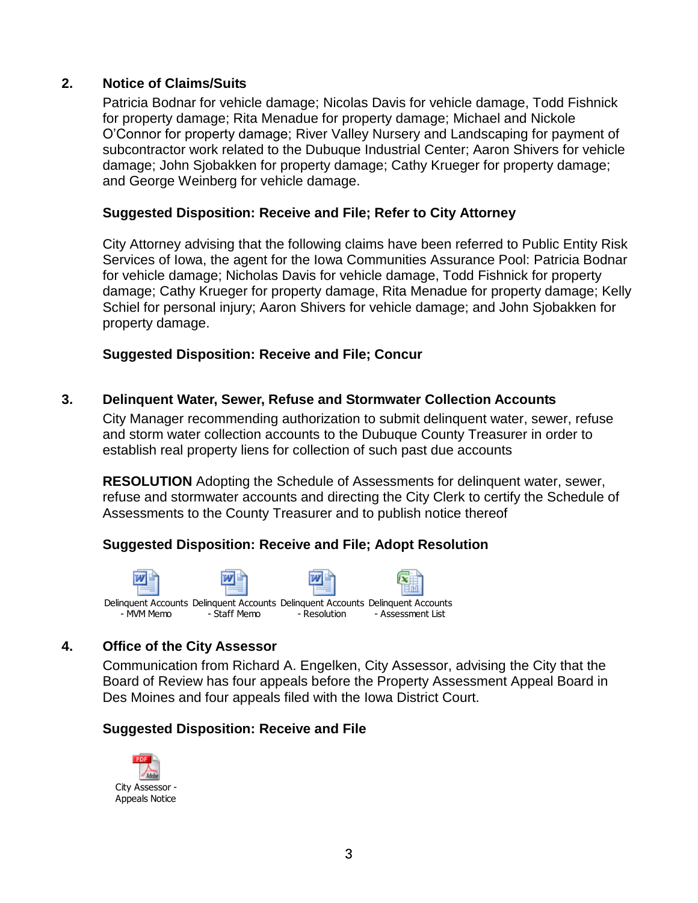**2. Notice of Claims/Suits**

Patricia Bodnar for vehicle damage; Nicolas Davis for vehicle damage, Todd Fishnick for property damage; Rita Menadue for property damage; Michael and Nickole O'Connor for property damage; River Valley Nursery and Landscaping for payment of subcontractor work related to the Dubuque Industrial Center; Aaron Shivers for vehicle damage; John Sjobakken for property damage; Cathy Krueger for property damage; and George Weinberg for vehicle damage.

**Suggested Disposition: Receive and File; Refer to City Attorney**

City Attorney advising that the following claims have been referred to Public Entity Risk Services of Iowa, the agent for the Iowa Communities Assurance Pool: Patricia Bodnar for vehicle damage; Nicholas Davis for vehicle damage, Todd Fishnick for property damage; Cathy Krueger for property damage, Rita Menadue for property damage; Kelly Schiel for personal injury; Aaron Shivers for vehicle damage; and John Sjobakken for property damage.

**Suggested Disposition: Receive and File; Concur**

**3. Delinquent Water, Sewer, Refuse and Stormwater Collection Accounts**

City Manager recommending authorization to submit delinquent water, sewer, refuse and storm water collection accounts to the Dubuque County Treasurer in order to establish real property liens for collection of such past due accounts

**RESOLUTION** Adopting the Schedule of Assessments for delinquent water, sewer, refuse and stormwater accounts and directing the City Clerk to certify the Schedule of Assessments to the County Treasurer and to publish notice thereof

**Suggested Disposition: Receive and File; Adopt Resolution**

Delinquent Accounts - MVM Memo
Delinquent Accounts - Staff Memo
Delinquent Accounts - Resolution
Delinquent Accounts - Assessment List

**4. Office of the City Assessor**

Communication from Richard A. Engelken, City Assessor, advising the City that the Board of Review has four appeals before the Property Assessment Appeal Board in Des Moines and four appeals filed with the Iowa District Court.

**Suggested Disposition: Receive and File**

City Assessor - Appeals Notice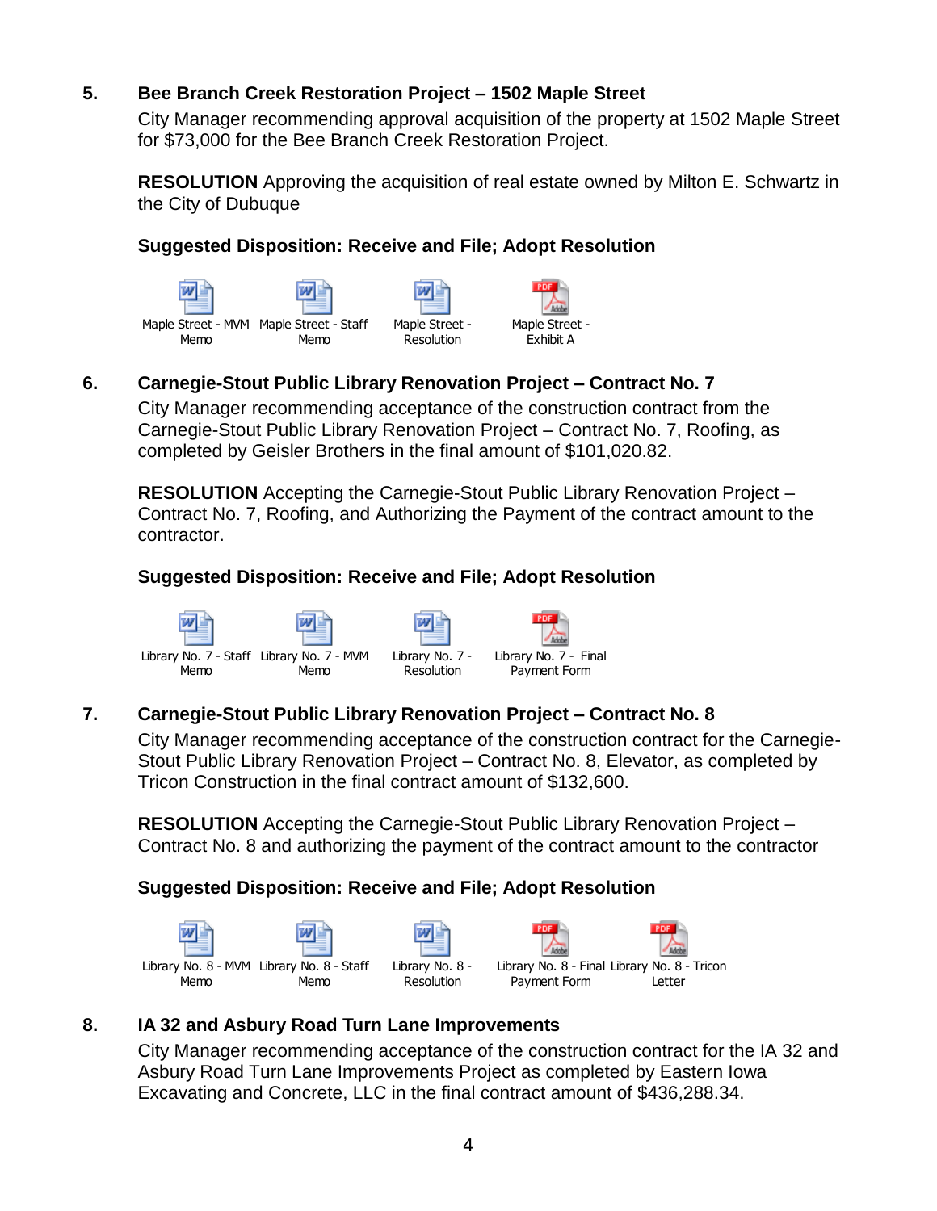5. **Bee Branch Creek Restoration Project – 1502 Maple Street**

   City Manager recommending approval acquisition of the property at 1502 Maple Street for $73,000 for the Bee Branch Creek Restoration Project.

   **RESOLUTION** Approving the acquisition of real estate owned by Milton E. Schwartz in the City of Dubuque

   **Suggested Disposition: Receive and File; Adopt Resolution**

   Maple Street - MVM Memo | Maple Street - Staff Memo | Maple Street - Resolution | Maple Street - Exhibit A

6. **Carnegie-Stout Public Library Renovation Project – Contract No. 7**

   City Manager recommending acceptance of the construction contract from the Carnegie-Stout Public Library Renovation Project – Contract No. 7, Roofing, as completed by Geisler Brothers in the final amount of $101,020.82.

   **RESOLUTION** Accepting the Carnegie-Stout Public Library Renovation Project – Contract No. 7, Roofing, and Authorizing the Payment of the contract amount to the contractor.

   **Suggested Disposition: Receive and File; Adopt Resolution**

   Library No. 7 - Staff Memo | Library No. 7 - MVM Memo | Library No. 7 - Resolution | Library No. 7 - Final Payment Form

7. **Carnegie-Stout Public Library Renovation Project – Contract No. 8**

   City Manager recommending acceptance of the construction contract for the Carnegie-Stout Public Library Renovation Project – Contract No. 8, Elevator, as completed by Tricon Construction in the final contract amount of $132,600.

   **RESOLUTION** Accepting the Carnegie-Stout Public Library Renovation Project – Contract No. 8 and authorizing the payment of the contract amount to the contractor

   **Suggested Disposition: Receive and File; Adopt Resolution**

   Library No. 8 - MVM Memo | Library No. 8 - Staff Memo | Library No. 8 - Resolution | Library No. 8 - Final Payment Form | Library No. 8 - Tricon Letter

8. **IA 32 and Asbury Road Turn Lane Improvements**

   City Manager recommending acceptance of the construction contract for the IA 32 and Asbury Road Turn Lane Improvements Project as completed by Eastern Iowa Excavating and Concrete, LLC in the final contract amount of $436,288.34.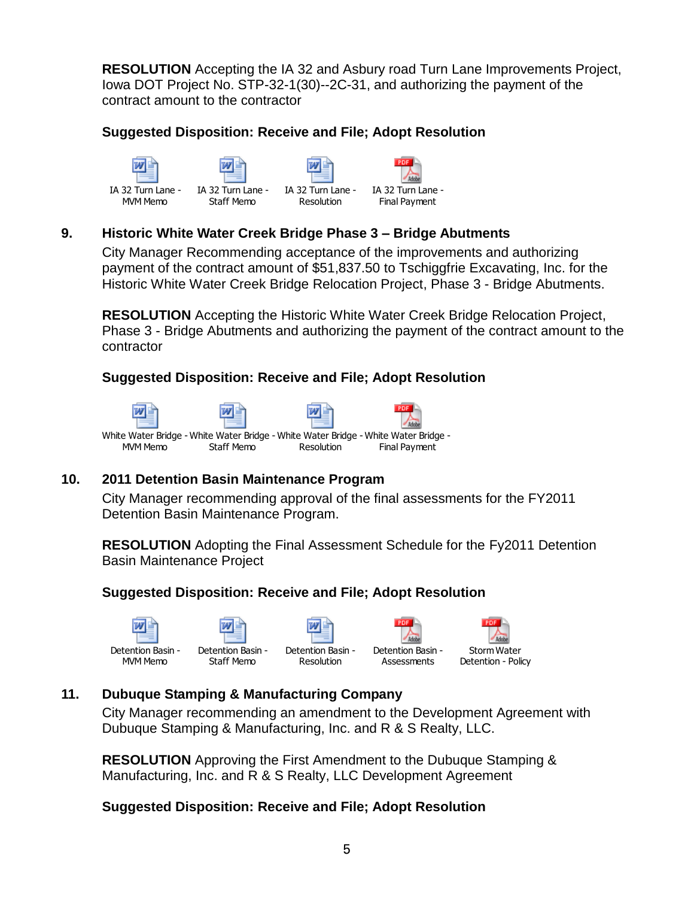**RESOLUTION** Accepting the IA 32 and Asbury road Turn Lane Improvements Project, Iowa DOT Project No. STP-32-1(30)--2C-31, and authorizing the payment of the contract amount to the contractor

**Suggested Disposition: Receive and File; Adopt Resolution**

IA 32 Turn Lane - MVM Memo
IA 32 Turn Lane - Staff Memo
IA 32 Turn Lane - Resolution
IA 32 Turn Lane - Final Payment

## 9. Historic White Water Creek Bridge Phase 3 – Bridge Abutments

City Manager Recommending acceptance of the improvements and authorizing payment of the contract amount of $51,837.50 to Tschiggfrie Excavating, Inc. for the Historic White Water Creek Bridge Relocation Project, Phase 3 - Bridge Abutments.

**RESOLUTION** Accepting the Historic White Water Creek Bridge Relocation Project, Phase 3 - Bridge Abutments and authorizing the payment of the contract amount to the contractor

**Suggested Disposition: Receive and File; Adopt Resolution**

White Water Bridge - MVM Memo
White Water Bridge - Staff Memo
White Water Bridge - Resolution
White Water Bridge - Final Payment

## 10. 2011 Detention Basin Maintenance Program

City Manager recommending approval of the final assessments for the FY2011 Detention Basin Maintenance Program.

**RESOLUTION** Adopting the Final Assessment Schedule for the Fy2011 Detention Basin Maintenance Project

**Suggested Disposition: Receive and File; Adopt Resolution**

Detention Basin - MVM Memo
Detention Basin - Staff Memo
Detention Basin - Resolution
Detention Basin - Assessments
Storm Water Detention - Policy

## 11. Dubuque Stamping & Manufacturing Company

City Manager recommending an amendment to the Development Agreement with Dubuque Stamping & Manufacturing, Inc. and R & S Realty, LLC.

**RESOLUTION** Approving the First Amendment to the Dubuque Stamping & Manufacturing, Inc. and R & S Realty, LLC Development Agreement

**Suggested Disposition: Receive and File; Adopt Resolution**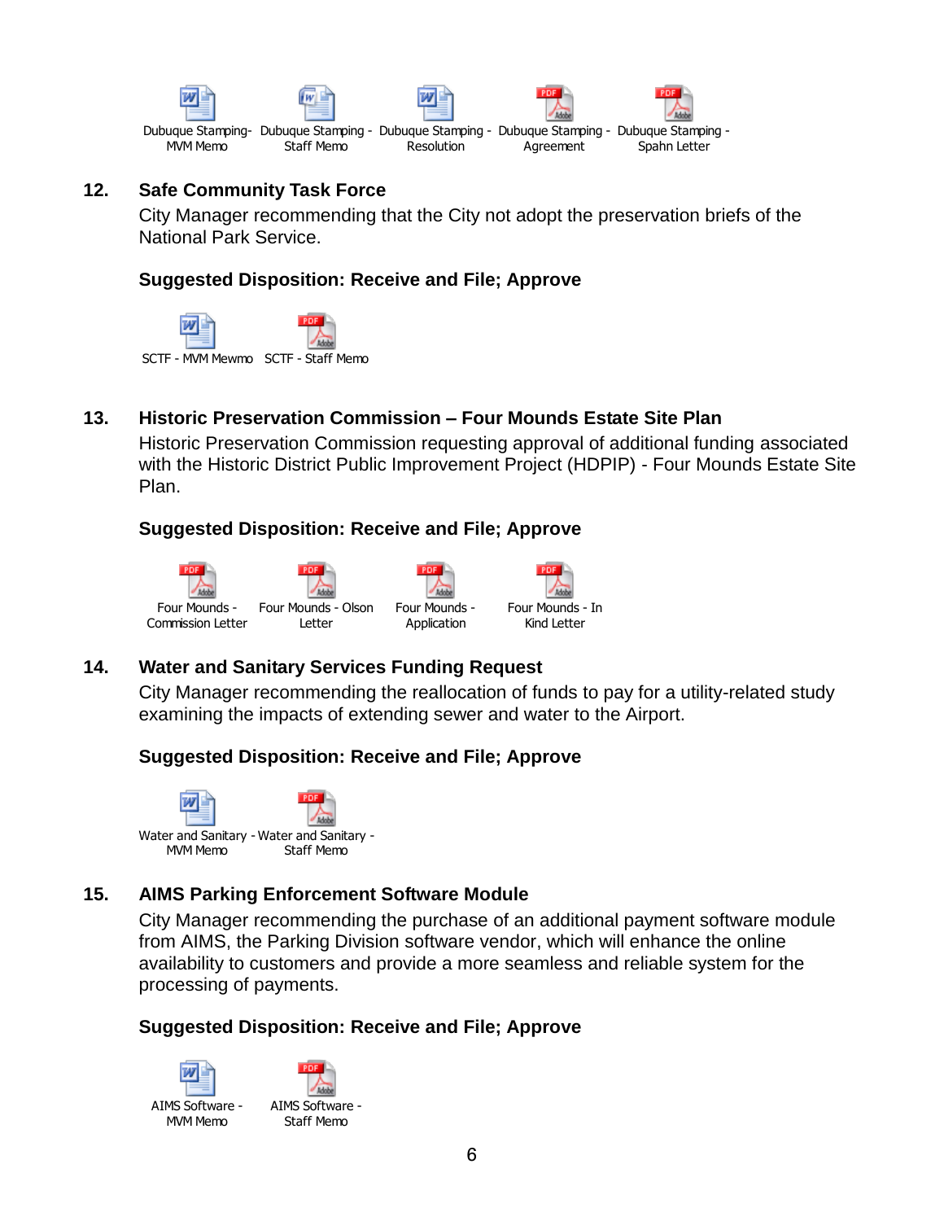Dubuque Stamping- MVM Memo   Dubuque Stamping - Staff Memo   Dubuque Stamping - Resolution   Dubuque Stamping - Agreement   Dubuque Stamping - Spahn Letter

**12. Safe Community Task Force**

City Manager recommending that the City not adopt the preservation briefs of the National Park Service.

**Suggested Disposition: Receive and File; Approve**

SCTF - MVM Mewmo   SCTF - Staff Memo

**13. Historic Preservation Commission – Four Mounds Estate Site Plan**

Historic Preservation Commission requesting approval of additional funding associated with the Historic District Public Improvement Project (HDPIP) - Four Mounds Estate Site Plan.

**Suggested Disposition: Receive and File; Approve**

Four Mounds - Commission Letter   Four Mounds - Olson Letter   Four Mounds - Application   Four Mounds - In Kind Letter

**14. Water and Sanitary Services Funding Request**

City Manager recommending the reallocation of funds to pay for a utility-related study examining the impacts of extending sewer and water to the Airport.

**Suggested Disposition: Receive and File; Approve**

Water and Sanitary - MVM Memo   Water and Sanitary - Staff Memo

**15. AIMS Parking Enforcement Software Module**

City Manager recommending the purchase of an additional payment software module from AIMS, the Parking Division software vendor, which will enhance the online availability to customers and provide a more seamless and reliable system for the processing of payments.

**Suggested Disposition: Receive and File; Approve**

AIMS Software - MVM Memo   AIMS Software - Staff Memo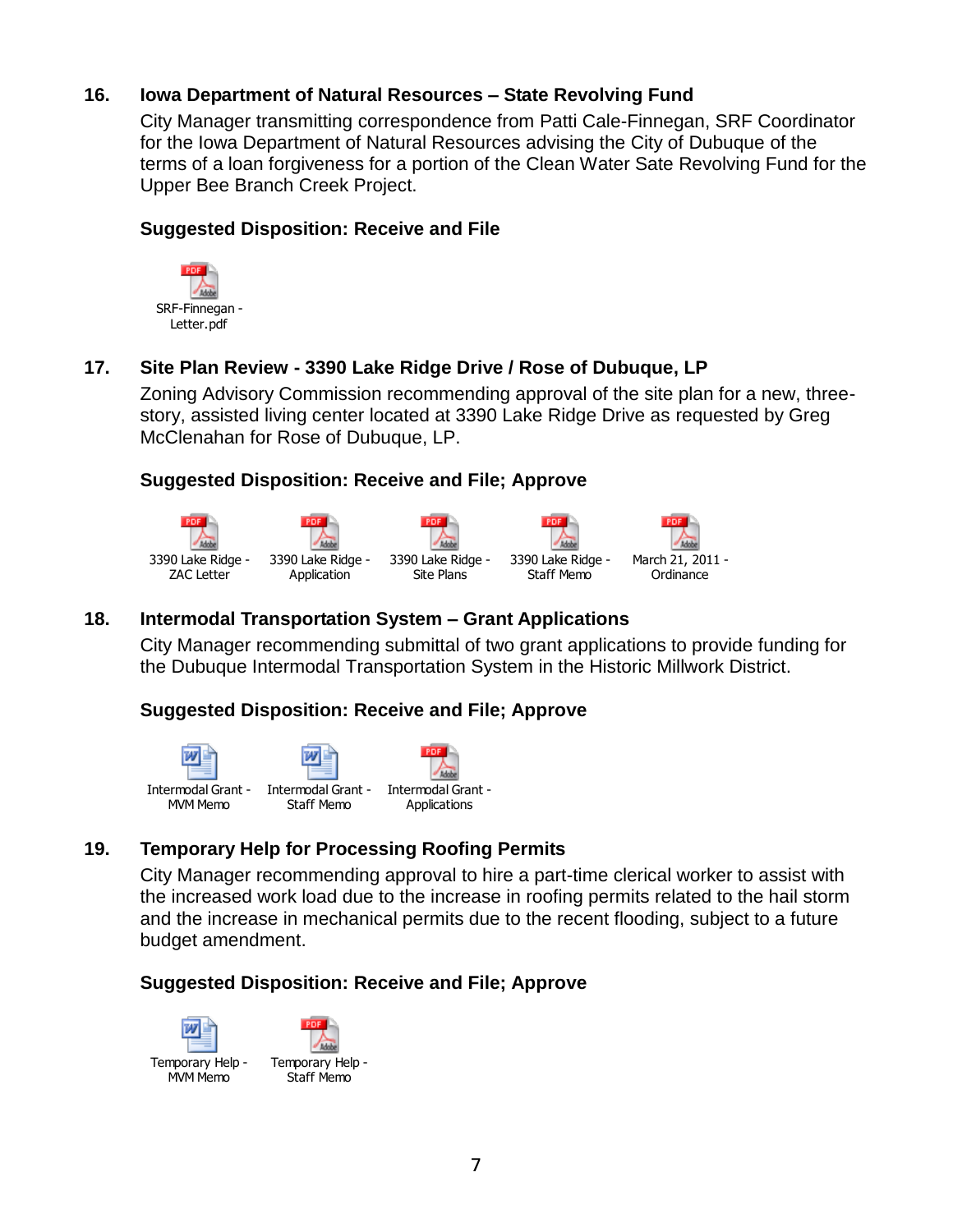**16. Iowa Department of Natural Resources – State Revolving Fund**

City Manager transmitting correspondence from Patti Cale-Finnegan, SRF Coordinator for the Iowa Department of Natural Resources advising the City of Dubuque of the terms of a loan forgiveness for a portion of the Clean Water Sate Revolving Fund for the Upper Bee Branch Creek Project.

**Suggested Disposition: Receive and File**

SRF-Finnegan - Letter.pdf

**17. Site Plan Review - 3390 Lake Ridge Drive / Rose of Dubuque, LP**

Zoning Advisory Commission recommending approval of the site plan for a new, three-story, assisted living center located at 3390 Lake Ridge Drive as requested by Greg McClenahan for Rose of Dubuque, LP.

**Suggested Disposition: Receive and File; Approve**

3390 Lake Ridge - ZAC Letter | 3390 Lake Ridge - Application | 3390 Lake Ridge - Site Plans | 3390 Lake Ridge - Staff Memo | March 21, 2011 - Ordinance

**18. Intermodal Transportation System – Grant Applications**

City Manager recommending submittal of two grant applications to provide funding for the Dubuque Intermodal Transportation System in the Historic Millwork District.

**Suggested Disposition: Receive and File; Approve**

Intermodal Grant - MVM Memo | Intermodal Grant - Staff Memo | Intermodal Grant - Applications

**19. Temporary Help for Processing Roofing Permits**

City Manager recommending approval to hire a part-time clerical worker to assist with the increased work load due to the increase in roofing permits related to the hail storm and the increase in mechanical permits due to the recent flooding, subject to a future budget amendment.

**Suggested Disposition: Receive and File; Approve**

Temporary Help - MVM Memo | Temporary Help - Staff Memo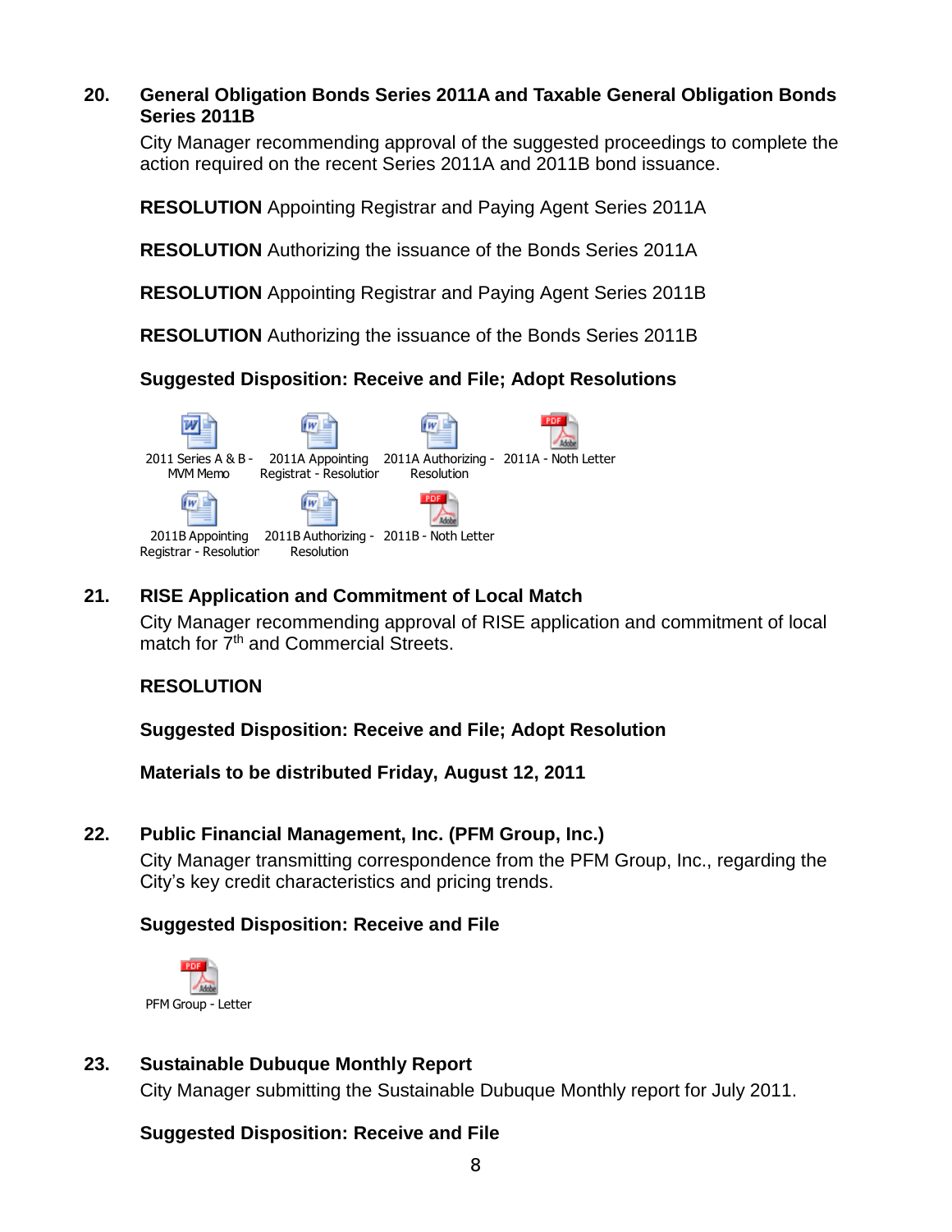**20. General Obligation Bonds Series 2011A and Taxable General Obligation Bonds Series 2011B**

City Manager recommending approval of the suggested proceedings to complete the action required on the recent Series 2011A and 2011B bond issuance.

**RESOLUTION** Appointing Registrar and Paying Agent Series 2011A

**RESOLUTION** Authorizing the issuance of the Bonds Series 2011A

**RESOLUTION** Appointing Registrar and Paying Agent Series 2011B

**RESOLUTION** Authorizing the issuance of the Bonds Series 2011B

**Suggested Disposition: Receive and File; Adopt Resolutions**

2011 Series A & B - MVM Memo | 2011A Appointing Registrat - Resolution | 2011A Authorizing - Resolution | 2011A - Noth Letter

2011B Appointing Registrar - Resolution | 2011B Authorizing - Resolution | 2011B - Noth Letter

**21. RISE Application and Commitment of Local Match**

City Manager recommending approval of RISE application and commitment of local match for 7th and Commercial Streets.

**RESOLUTION**

**Suggested Disposition: Receive and File; Adopt Resolution**

**Materials to be distributed Friday, August 12, 2011**

**22. Public Financial Management, Inc. (PFM Group, Inc.)**

City Manager transmitting correspondence from the PFM Group, Inc., regarding the City's key credit characteristics and pricing trends.

**Suggested Disposition: Receive and File**

PFM Group - Letter

**23. Sustainable Dubuque Monthly Report**

City Manager submitting the Sustainable Dubuque Monthly report for July 2011.

**Suggested Disposition: Receive and File**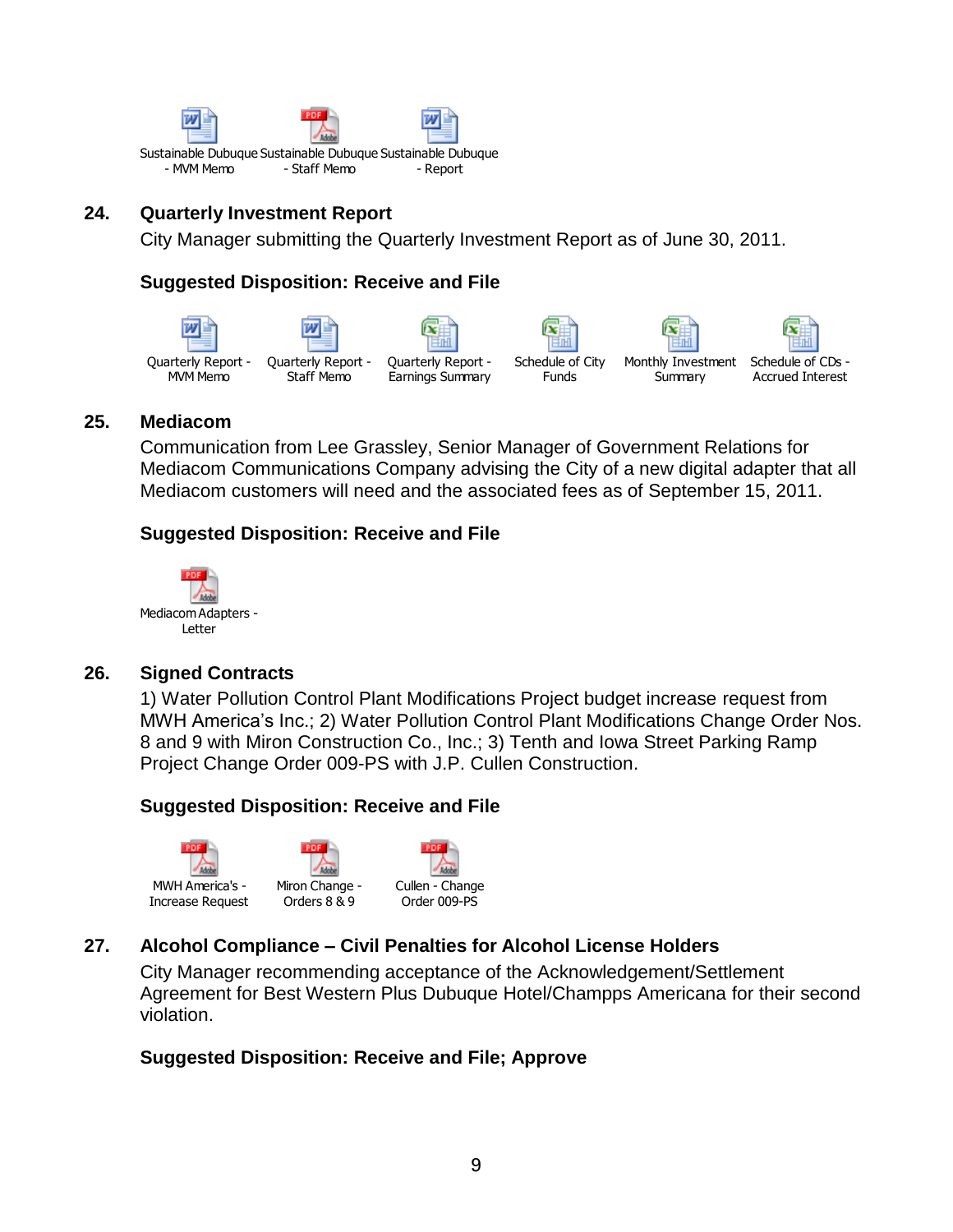Sustainable Dubuque - MVM Memo | Sustainable Dubuque - Staff Memo | Sustainable Dubuque - Report

**24. Quarterly Investment Report**

City Manager submitting the Quarterly Investment Report as of June 30, 2011.

**Suggested Disposition: Receive and File**

Quarterly Report - MVM Memo | Quarterly Report - Staff Memo | Quarterly Report - Earnings Summary | Schedule of City Funds | Monthly Investment Summary | Schedule of CDs - Accrued Interest

**25. Mediacom**

Communication from Lee Grassley, Senior Manager of Government Relations for Mediacom Communications Company advising the City of a new digital adapter that all Mediacom customers will need and the associated fees as of September 15, 2011.

**Suggested Disposition: Receive and File**

Mediacom Adapters - Letter

**26. Signed Contracts**

1) Water Pollution Control Plant Modifications Project budget increase request from MWH America's Inc.; 2) Water Pollution Control Plant Modifications Change Order Nos. 8 and 9 with Miron Construction Co., Inc.; 3) Tenth and Iowa Street Parking Ramp Project Change Order 009-PS with J.P. Cullen Construction.

**Suggested Disposition: Receive and File**

MWH America's - Increase Request | Miron Change - Orders 8 & 9 | Cullen - Change Order 009-PS

**27. Alcohol Compliance – Civil Penalties for Alcohol License Holders**

City Manager recommending acceptance of the Acknowledgement/Settlement Agreement for Best Western Plus Dubuque Hotel/Champps Americana for their second violation.

**Suggested Disposition: Receive and File; Approve**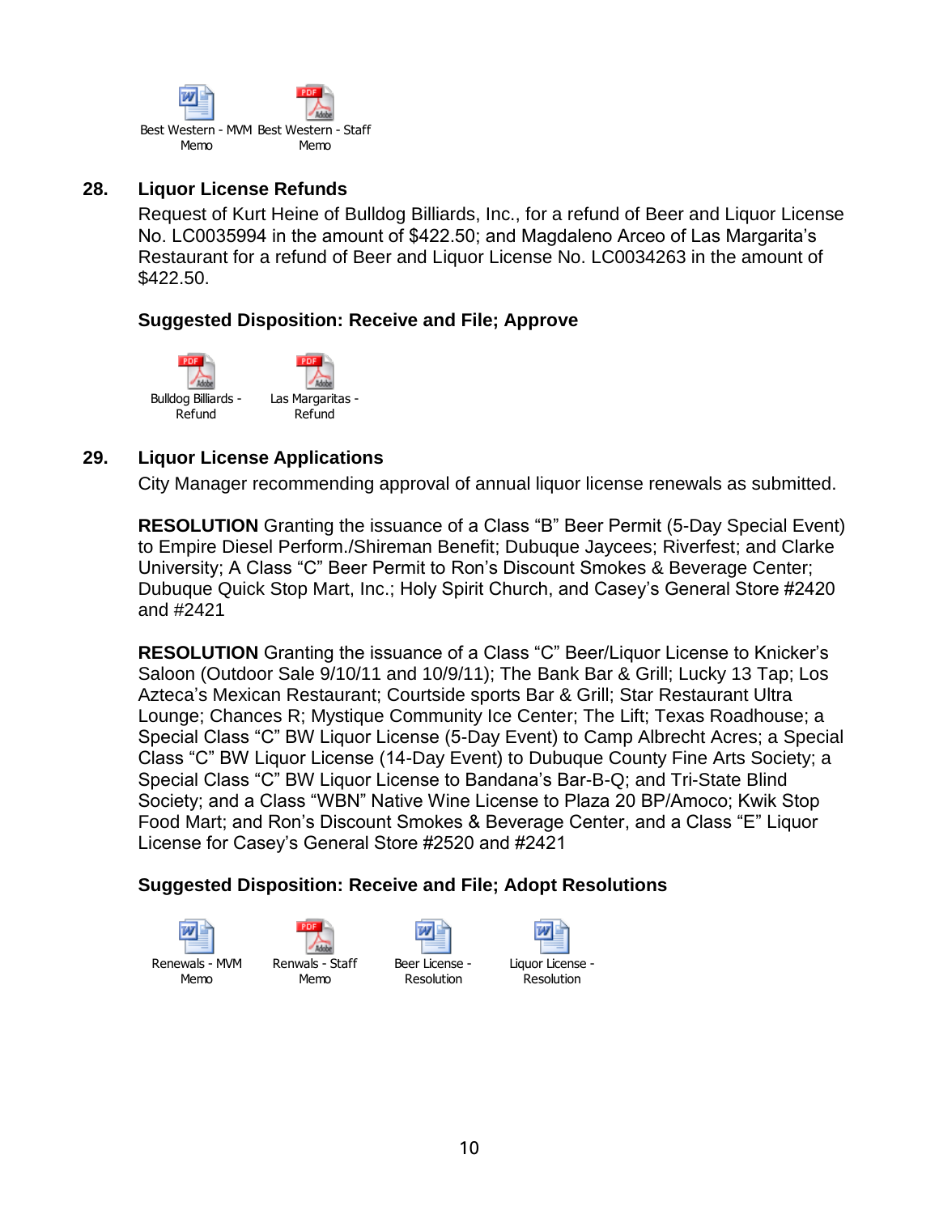Best Western - MVM Memo   Best Western - Staff Memo

## 28. Liquor License Refunds

Request of Kurt Heine of Bulldog Billiards, Inc., for a refund of Beer and Liquor License No. LC0035994 in the amount of $422.50; and Magdaleno Arceo of Las Margarita's Restaurant for a refund of Beer and Liquor License No. LC0034263 in the amount of $422.50.

**Suggested Disposition: Receive and File; Approve**

Bulldog Billiards - Refund   Las Margaritas - Refund

## 29. Liquor License Applications

City Manager recommending approval of annual liquor license renewals as submitted.

**RESOLUTION** Granting the issuance of a Class "B" Beer Permit (5-Day Special Event) to Empire Diesel Perform./Shireman Benefit; Dubuque Jaycees; Riverfest; and Clarke University; A Class "C" Beer Permit to Ron's Discount Smokes & Beverage Center; Dubuque Quick Stop Mart, Inc.; Holy Spirit Church, and Casey's General Store #2420 and #2421

**RESOLUTION** Granting the issuance of a Class "C" Beer/Liquor License to Knicker's Saloon (Outdoor Sale 9/10/11 and 10/9/11); The Bank Bar & Grill; Lucky 13 Tap; Los Azteca's Mexican Restaurant; Courtside sports Bar & Grill; Star Restaurant Ultra Lounge; Chances R; Mystique Community Ice Center; The Lift; Texas Roadhouse; a Special Class "C" BW Liquor License (5-Day Event) to Camp Albrecht Acres; a Special Class "C" BW Liquor License (14-Day Event) to Dubuque County Fine Arts Society; a Special Class "C" BW Liquor License to Bandana's Bar-B-Q; and Tri-State Blind Society; and a Class "WBN" Native Wine License to Plaza 20 BP/Amoco; Kwik Stop Food Mart; and Ron's Discount Smokes & Beverage Center, and a Class "E" Liquor License for Casey's General Store #2520 and #2421

**Suggested Disposition: Receive and File; Adopt Resolutions**

Renewals - MVM Memo   Renwals - Staff Memo   Beer License - Resolution   Liquor License - Resolution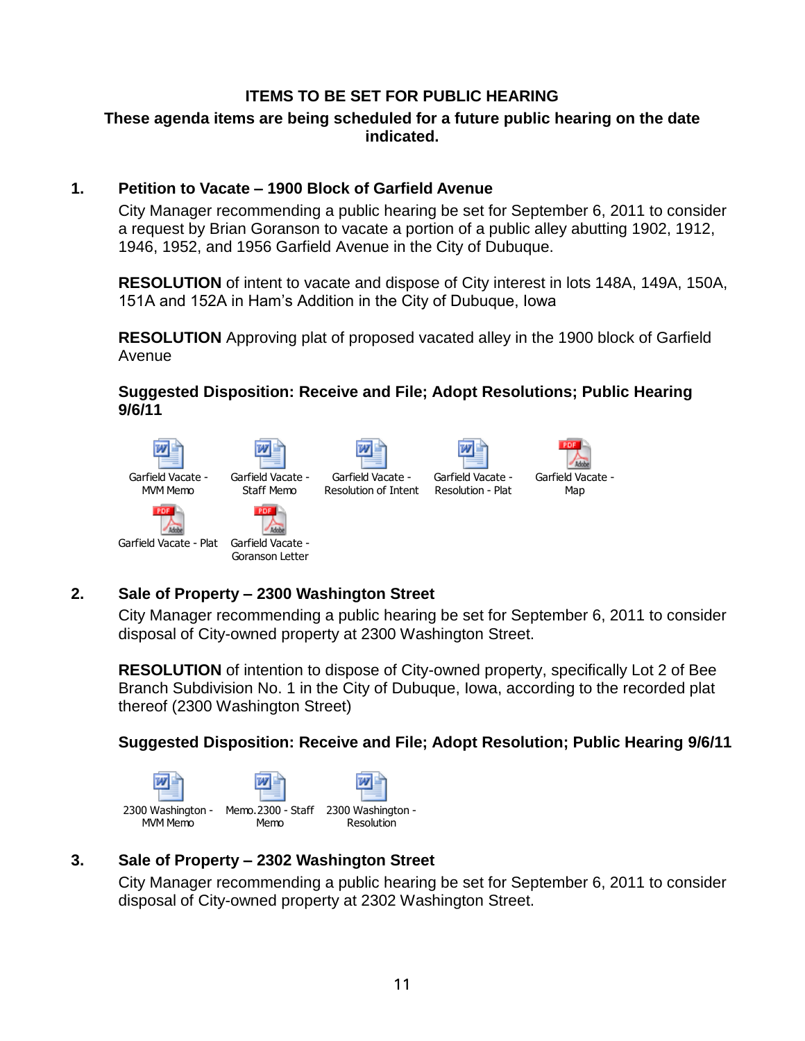## ITEMS TO BE SET FOR PUBLIC HEARING

**These agenda items are being scheduled for a future public hearing on the date indicated.**

**1. Petition to Vacate – 1900 Block of Garfield Avenue**

City Manager recommending a public hearing be set for September 6, 2011 to consider a request by Brian Goranson to vacate a portion of a public alley abutting 1902, 1912, 1946, 1952, and 1956 Garfield Avenue in the City of Dubuque.

**RESOLUTION** of intent to vacate and dispose of City interest in lots 148A, 149A, 150A, 151A and 152A in Ham's Addition in the City of Dubuque, Iowa

**RESOLUTION** Approving plat of proposed vacated alley in the 1900 block of Garfield Avenue

**Suggested Disposition: Receive and File; Adopt Resolutions; Public Hearing 9/6/11**

Garfield Vacate - MVM Memo
Garfield Vacate - Staff Memo
Garfield Vacate - Resolution of Intent
Garfield Vacate - Resolution - Plat
Garfield Vacate - Map
Garfield Vacate - Plat
Garfield Vacate - Goranson Letter

**2. Sale of Property – 2300 Washington Street**

City Manager recommending a public hearing be set for September 6, 2011 to consider disposal of City-owned property at 2300 Washington Street.

**RESOLUTION** of intention to dispose of City-owned property, specifically Lot 2 of Bee Branch Subdivision No. 1 in the City of Dubuque, Iowa, according to the recorded plat thereof (2300 Washington Street)

**Suggested Disposition: Receive and File; Adopt Resolution; Public Hearing 9/6/11**

2300 Washington - MVM Memo
Memo.2300 - Staff Memo
2300 Washington - Resolution

**3. Sale of Property – 2302 Washington Street**

City Manager recommending a public hearing be set for September 6, 2011 to consider disposal of City-owned property at 2302 Washington Street.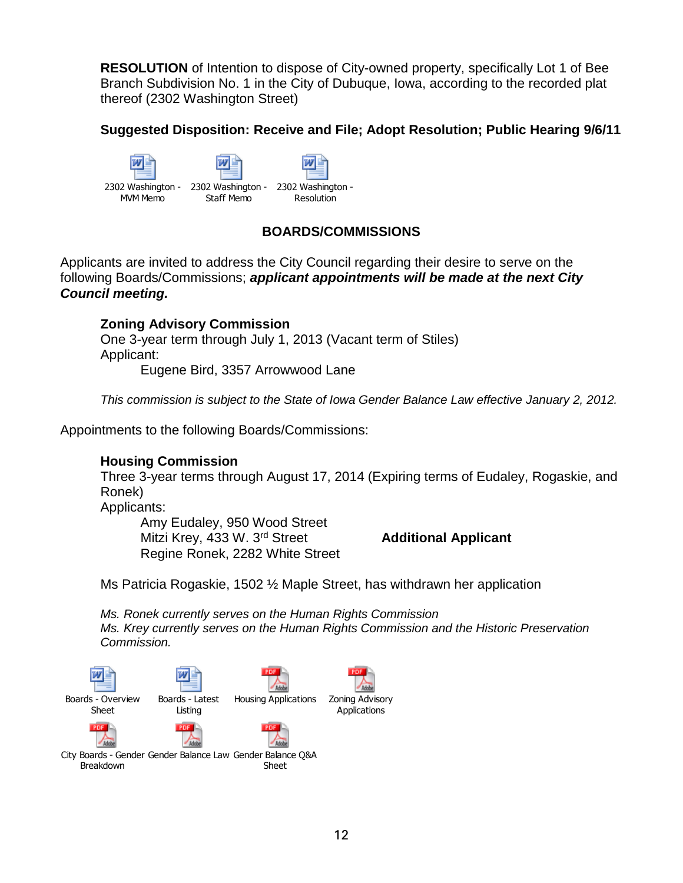**RESOLUTION** of Intention to dispose of City-owned property, specifically Lot 1 of Bee Branch Subdivision No. 1 in the City of Dubuque, Iowa, according to the recorded plat thereof (2302 Washington Street)

**Suggested Disposition: Receive and File; Adopt Resolution; Public Hearing 9/6/11**

2302 Washington - MVM Memo    2302 Washington - Staff Memo    2302 Washington - Resolution

## BOARDS/COMMISSIONS

Applicants are invited to address the City Council regarding their desire to serve on the following Boards/Commissions; ***applicant appointments will be made at the next City Council meeting.***

**Zoning Advisory Commission**
One 3-year term through July 1, 2013 (Vacant term of Stiles)
Applicant:
Eugene Bird, 3357 Arrowwood Lane

*This commission is subject to the State of Iowa Gender Balance Law effective January 2, 2012.*

Appointments to the following Boards/Commissions:

**Housing Commission**
Three 3-year terms through August 17, 2014 (Expiring terms of Eudaley, Rogaskie, and Ronek)
Applicants:
Amy Eudaley, 950 Wood Street
Mitzi Krey, 433 W. 3rd Street **Additional Applicant**
Regine Ronek, 2282 White Street

Ms Patricia Rogaskie, 1502 ½ Maple Street, has withdrawn her application

*Ms. Ronek currently serves on the Human Rights Commission*
*Ms. Krey currently serves on the Human Rights Commission and the Historic Preservation Commission.*

Boards - Overview Sheet    Boards - Latest Listing    Housing Applications    Zoning Advisory Applications
City Boards - Gender Breakdown    Gender Balance Law    Gender Balance Q&A Sheet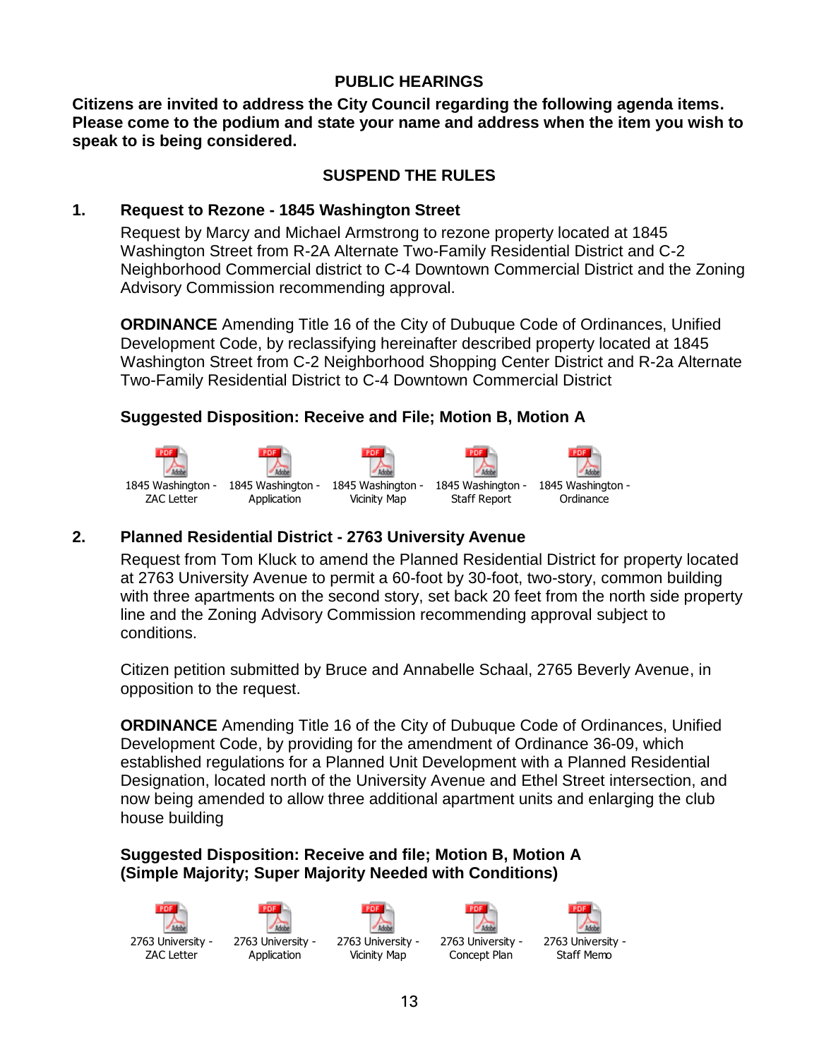## PUBLIC HEARINGS

**Citizens are invited to address the City Council regarding the following agenda items. Please come to the podium and state your name and address when the item you wish to speak to is being considered.**

### SUSPEND THE RULES

**1. Request to Rezone - 1845 Washington Street**

Request by Marcy and Michael Armstrong to rezone property located at 1845 Washington Street from R-2A Alternate Two-Family Residential District and C-2 Neighborhood Commercial district to C-4 Downtown Commercial District and the Zoning Advisory Commission recommending approval.

**ORDINANCE** Amending Title 16 of the City of Dubuque Code of Ordinances, Unified Development Code, by reclassifying hereinafter described property located at 1845 Washington Street from C-2 Neighborhood Shopping Center District and R-2a Alternate Two-Family Residential District to C-4 Downtown Commercial District

**Suggested Disposition: Receive and File; Motion B, Motion A**

1845 Washington - ZAC Letter
1845 Washington - Application
1845 Washington - Vicinity Map
1845 Washington - Staff Report
1845 Washington - Ordinance

**2. Planned Residential District - 2763 University Avenue**

Request from Tom Kluck to amend the Planned Residential District for property located at 2763 University Avenue to permit a 60-foot by 30-foot, two-story, common building with three apartments on the second story, set back 20 feet from the north side property line and the Zoning Advisory Commission recommending approval subject to conditions.

Citizen petition submitted by Bruce and Annabelle Schaal, 2765 Beverly Avenue, in opposition to the request.

**ORDINANCE** Amending Title 16 of the City of Dubuque Code of Ordinances, Unified Development Code, by providing for the amendment of Ordinance 36-09, which established regulations for a Planned Unit Development with a Planned Residential Designation, located north of the University Avenue and Ethel Street intersection, and now being amended to allow three additional apartment units and enlarging the club house building

**Suggested Disposition: Receive and file; Motion B, Motion A (Simple Majority; Super Majority Needed with Conditions)**

2763 University - ZAC Letter
2763 University - Application
2763 University - Vicinity Map
2763 University - Concept Plan
2763 University - Staff Memo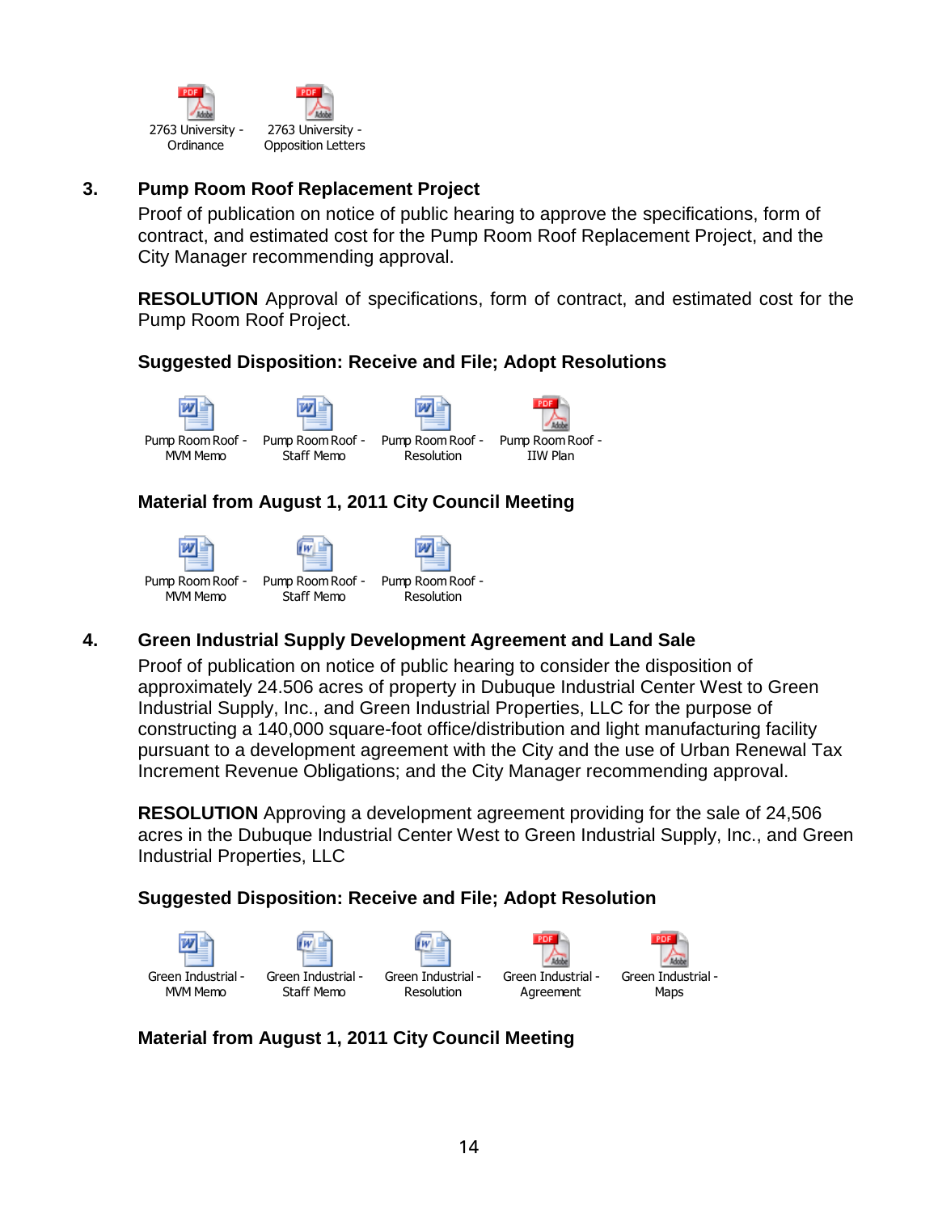2763 University - Ordinance

2763 University - Opposition Letters

### 3. Pump Room Roof Replacement Project

Proof of publication on notice of public hearing to approve the specifications, form of contract, and estimated cost for the Pump Room Roof Replacement Project, and the City Manager recommending approval.

**RESOLUTION** Approval of specifications, form of contract, and estimated cost for the Pump Room Roof Project.

**Suggested Disposition: Receive and File; Adopt Resolutions**

Pump Room Roof - MVM Memo

Pump Room Roof - Staff Memo

Pump Room Roof - Resolution

Pump Room Roof - IIW Plan

**Material from August 1, 2011 City Council Meeting**

Pump Room Roof - MVM Memo

Pump Room Roof - Staff Memo

Pump Room Roof - Resolution

### 4. Green Industrial Supply Development Agreement and Land Sale

Proof of publication on notice of public hearing to consider the disposition of approximately 24.506 acres of property in Dubuque Industrial Center West to Green Industrial Supply, Inc., and Green Industrial Properties, LLC for the purpose of constructing a 140,000 square-foot office/distribution and light manufacturing facility pursuant to a development agreement with the City and the use of Urban Renewal Tax Increment Revenue Obligations; and the City Manager recommending approval.

**RESOLUTION** Approving a development agreement providing for the sale of 24,506 acres in the Dubuque Industrial Center West to Green Industrial Supply, Inc., and Green Industrial Properties, LLC

**Suggested Disposition: Receive and File; Adopt Resolution**

Green Industrial - MVM Memo

Green Industrial - Staff Memo

Green Industrial - Resolution

Green Industrial - Agreement

Green Industrial - Maps

**Material from August 1, 2011 City Council Meeting**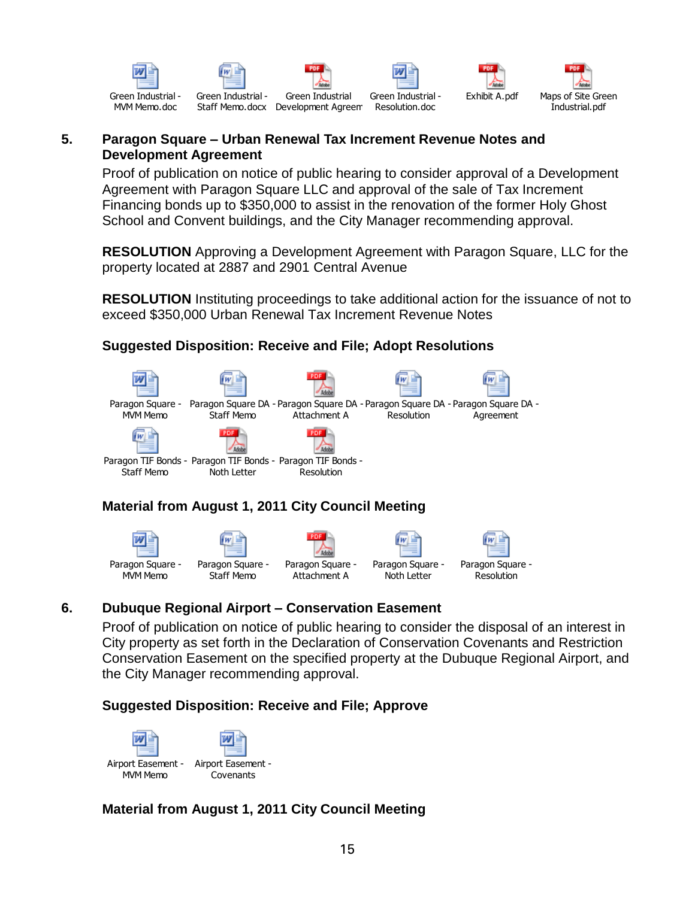Green Industrial - MVM Memo.doc | Green Industrial - Staff Memo.docx | Green Industrial Development Agreem | Green Industrial - Resolution.doc | Exhibit A.pdf | Maps of Site Green Industrial.pdf

**5. Paragon Square – Urban Renewal Tax Increment Revenue Notes and Development Agreement**

Proof of publication on notice of public hearing to consider approval of a Development Agreement with Paragon Square LLC and approval of the sale of Tax Increment Financing bonds up to $350,000 to assist in the renovation of the former Holy Ghost School and Convent buildings, and the City Manager recommending approval.

**RESOLUTION** Approving a Development Agreement with Paragon Square, LLC for the property located at 2887 and 2901 Central Avenue

**RESOLUTION** Instituting proceedings to take additional action for the issuance of not to exceed $350,000 Urban Renewal Tax Increment Revenue Notes

**Suggested Disposition: Receive and File; Adopt Resolutions**

Paragon Square - MVM Memo | Paragon Square DA - Staff Memo | Paragon Square DA - Attachment A | Paragon Square DA - Resolution | Paragon Square DA - Agreement

Paragon TIF Bonds - Staff Memo | Paragon TIF Bonds - Noth Letter | Paragon TIF Bonds - Resolution

**Material from August 1, 2011 City Council Meeting**

Paragon Square - MVM Memo | Paragon Square - Staff Memo | Paragon Square - Attachment A | Paragon Square - Noth Letter | Paragon Square - Resolution

**6. Dubuque Regional Airport – Conservation Easement**

Proof of publication on notice of public hearing to consider the disposal of an interest in City property as set forth in the Declaration of Conservation Covenants and Restriction Conservation Easement on the specified property at the Dubuque Regional Airport, and the City Manager recommending approval.

**Suggested Disposition: Receive and File; Approve**

Airport Easement - MVM Memo | Airport Easement - Covenants

**Material from August 1, 2011 City Council Meeting**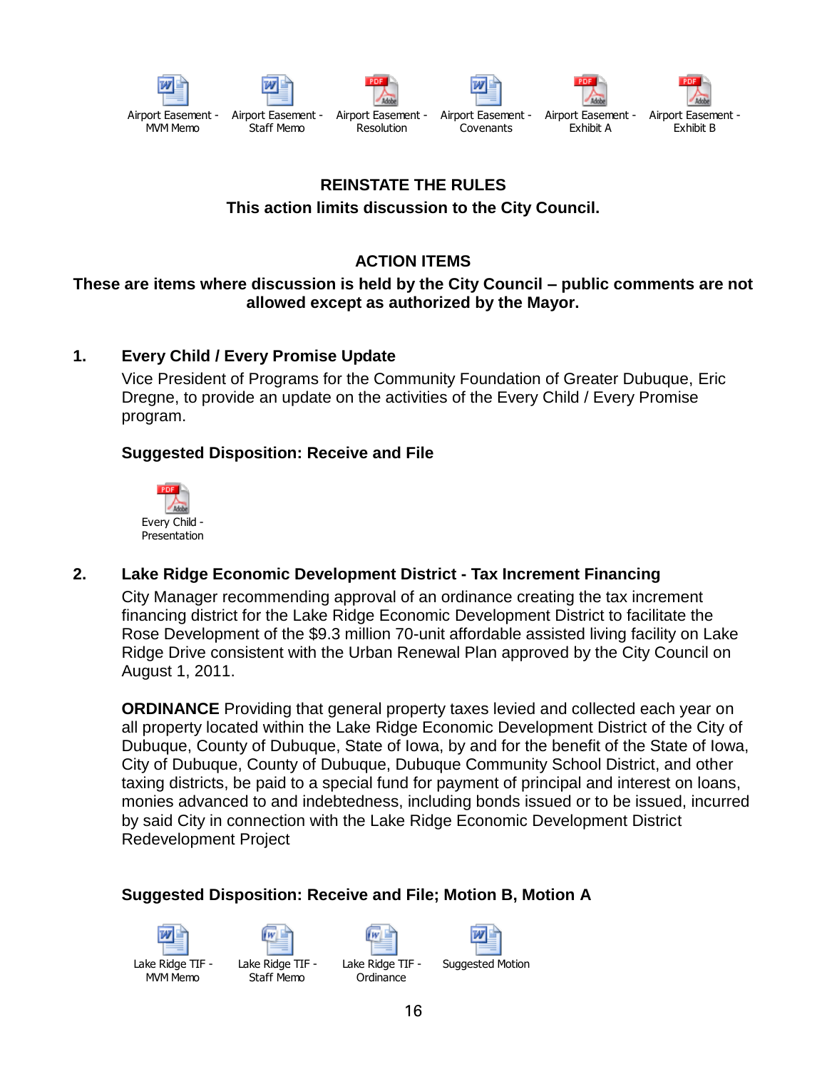Airport Easement - MVM Memo | Airport Easement - Staff Memo | Airport Easement - Resolution | Airport Easement - Covenants | Airport Easement - Exhibit A | Airport Easement - Exhibit B

**REINSTATE THE RULES**

**This action limits discussion to the City Council.**

## ACTION ITEMS

**These are items where discussion is held by the City Council – public comments are not allowed except as authorized by the Mayor.**

**1. Every Child / Every Promise Update**

Vice President of Programs for the Community Foundation of Greater Dubuque, Eric Dregne, to provide an update on the activities of the Every Child / Every Promise program.

**Suggested Disposition: Receive and File**

Every Child - Presentation

**2. Lake Ridge Economic Development District - Tax Increment Financing**

City Manager recommending approval of an ordinance creating the tax increment financing district for the Lake Ridge Economic Development District to facilitate the Rose Development of the $9.3 million 70-unit affordable assisted living facility on Lake Ridge Drive consistent with the Urban Renewal Plan approved by the City Council on August 1, 2011.

**ORDINANCE** Providing that general property taxes levied and collected each year on all property located within the Lake Ridge Economic Development District of the City of Dubuque, County of Dubuque, State of Iowa, by and for the benefit of the State of Iowa, City of Dubuque, County of Dubuque, Dubuque Community School District, and other taxing districts, be paid to a special fund for payment of principal and interest on loans, monies advanced to and indebtedness, including bonds issued or to be issued, incurred by said City in connection with the Lake Ridge Economic Development District Redevelopment Project

**Suggested Disposition: Receive and File; Motion B, Motion A**

Lake Ridge TIF - MVM Memo | Lake Ridge TIF - Staff Memo | Lake Ridge TIF - Ordinance | Suggested Motion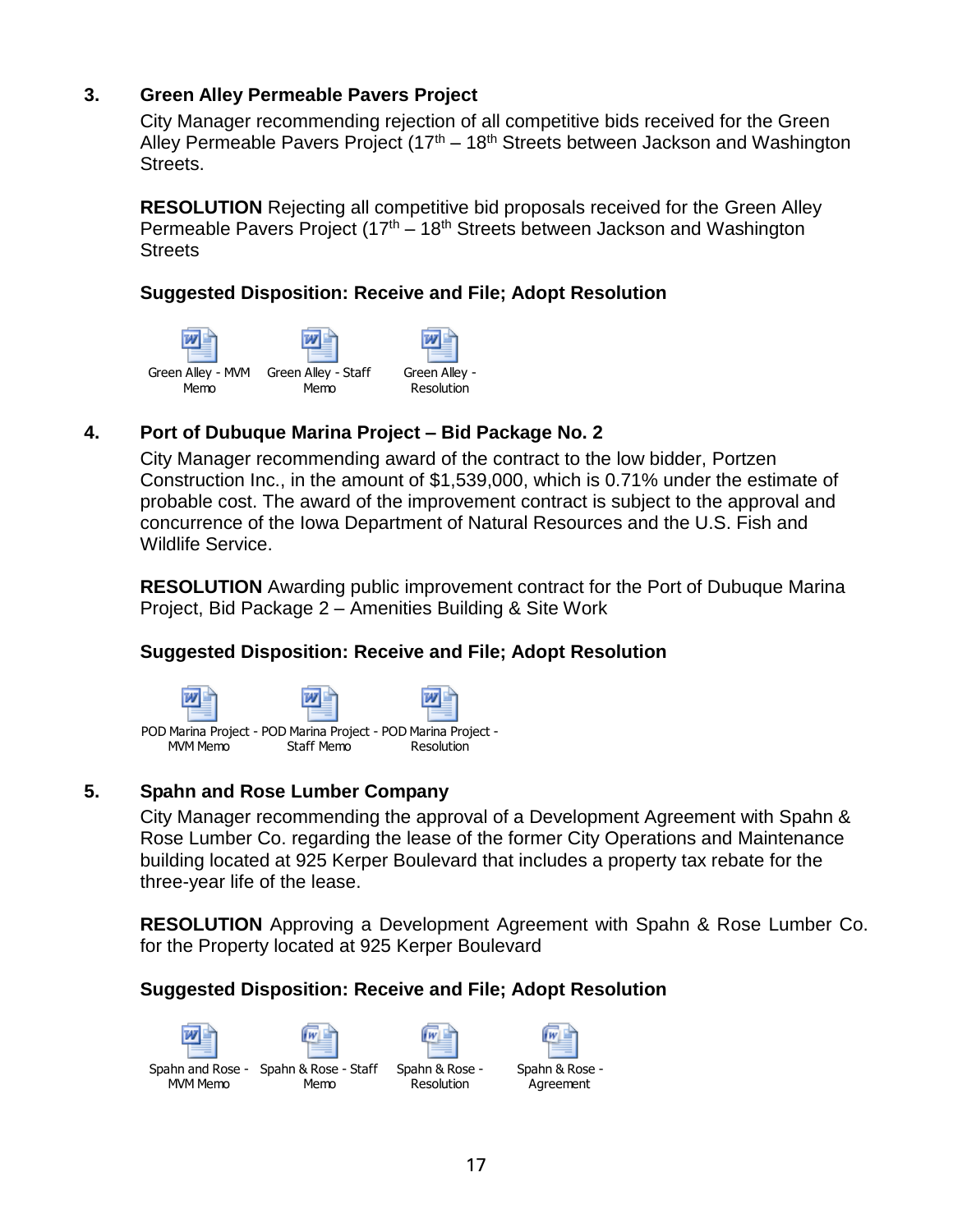3. **Green Alley Permeable Pavers Project**

City Manager recommending rejection of all competitive bids received for the Green Alley Permeable Pavers Project (17th – 18th Streets between Jackson and Washington Streets.

**RESOLUTION** Rejecting all competitive bid proposals received for the Green Alley Permeable Pavers Project (17th – 18th Streets between Jackson and Washington Streets

**Suggested Disposition: Receive and File; Adopt Resolution**

Green Alley - MVM Memo | Green Alley - Staff Memo | Green Alley - Resolution

4. **Port of Dubuque Marina Project – Bid Package No. 2**

City Manager recommending award of the contract to the low bidder, Portzen Construction Inc., in the amount of $1,539,000, which is 0.71% under the estimate of probable cost. The award of the improvement contract is subject to the approval and concurrence of the Iowa Department of Natural Resources and the U.S. Fish and Wildlife Service.

**RESOLUTION** Awarding public improvement contract for the Port of Dubuque Marina Project, Bid Package 2 – Amenities Building & Site Work

**Suggested Disposition: Receive and File; Adopt Resolution**

POD Marina Project - MVM Memo | POD Marina Project - Staff Memo | POD Marina Project - Resolution

5. **Spahn and Rose Lumber Company**

City Manager recommending the approval of a Development Agreement with Spahn & Rose Lumber Co. regarding the lease of the former City Operations and Maintenance building located at 925 Kerper Boulevard that includes a property tax rebate for the three-year life of the lease.

**RESOLUTION** Approving a Development Agreement with Spahn & Rose Lumber Co. for the Property located at 925 Kerper Boulevard

**Suggested Disposition: Receive and File; Adopt Resolution**

Spahn and Rose - MVM Memo | Spahn & Rose - Staff Memo | Spahn & Rose - Resolution | Spahn & Rose - Agreement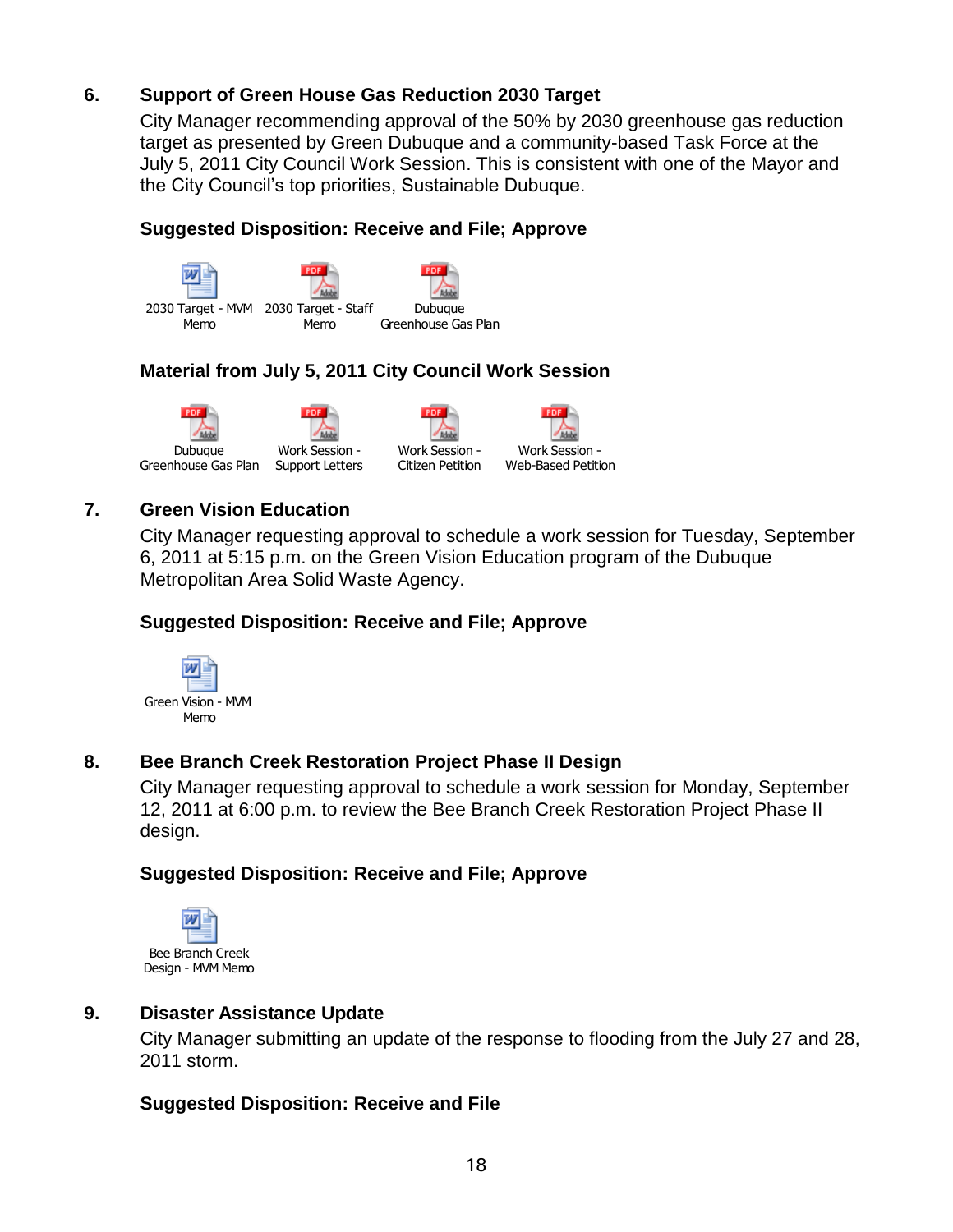6. **Support of Green House Gas Reduction 2030 Target**

City Manager recommending approval of the 50% by 2030 greenhouse gas reduction target as presented by Green Dubuque and a community-based Task Force at the July 5, 2011 City Council Work Session. This is consistent with one of the Mayor and the City Council's top priorities, Sustainable Dubuque.

**Suggested Disposition: Receive and File; Approve**

2030 Target - MVM Memo
2030 Target - Staff Memo
Dubuque Greenhouse Gas Plan

**Material from July 5, 2011 City Council Work Session**

Dubuque Greenhouse Gas Plan
Work Session - Support Letters
Work Session - Citizen Petition
Work Session - Web-Based Petition

7. **Green Vision Education**

City Manager requesting approval to schedule a work session for Tuesday, September 6, 2011 at 5:15 p.m. on the Green Vision Education program of the Dubuque Metropolitan Area Solid Waste Agency.

**Suggested Disposition: Receive and File; Approve**

Green Vision - MVM Memo

8. **Bee Branch Creek Restoration Project Phase II Design**

City Manager requesting approval to schedule a work session for Monday, September 12, 2011 at 6:00 p.m. to review the Bee Branch Creek Restoration Project Phase II design.

**Suggested Disposition: Receive and File; Approve**

Bee Branch Creek Design - MVM Memo

9. **Disaster Assistance Update**

City Manager submitting an update of the response to flooding from the July 27 and 28, 2011 storm.

**Suggested Disposition: Receive and File**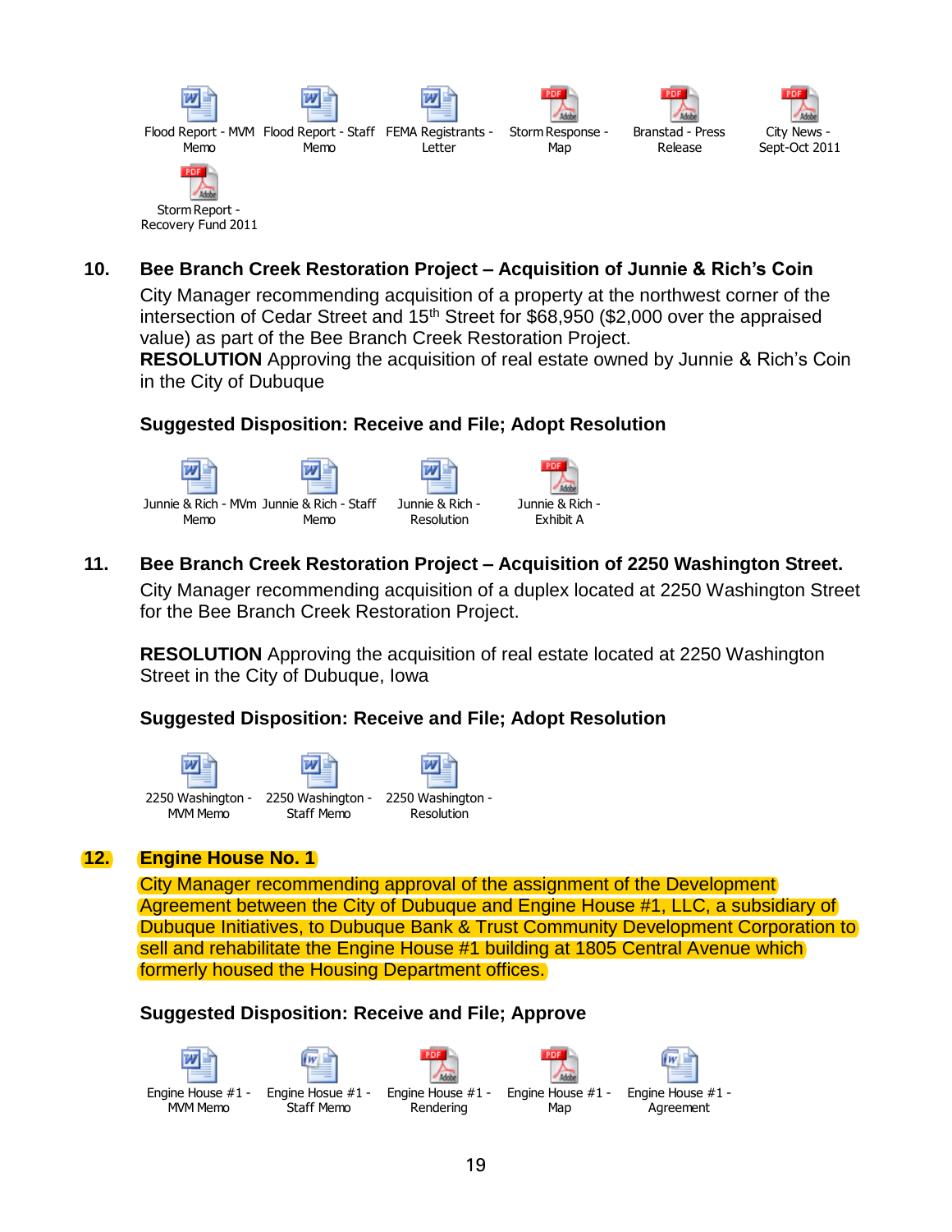Flood Report - MVM Memo | Flood Report - Staff Memo | FEMA Registrants - Letter | Storm Response - Map | Branstad - Press Release | City News - Sept-Oct 2011

Storm Report - Recovery Fund 2011

**10. Bee Branch Creek Restoration Project – Acquisition of Junnie & Rich's Coin**

City Manager recommending acquisition of a property at the northwest corner of the intersection of Cedar Street and 15th Street for $68,950 ($2,000 over the appraised value) as part of the Bee Branch Creek Restoration Project.

**RESOLUTION** Approving the acquisition of real estate owned by Junnie & Rich's Coin in the City of Dubuque

**Suggested Disposition: Receive and File; Adopt Resolution**

Junnie & Rich - MVm Memo | Junnie & Rich - Staff Memo | Junnie & Rich - Resolution | Junnie & Rich - Exhibit A

**11. Bee Branch Creek Restoration Project – Acquisition of 2250 Washington Street.**

City Manager recommending acquisition of a duplex located at 2250 Washington Street for the Bee Branch Creek Restoration Project.

**RESOLUTION** Approving the acquisition of real estate located at 2250 Washington Street in the City of Dubuque, Iowa

**Suggested Disposition: Receive and File; Adopt Resolution**

2250 Washington - MVM Memo | 2250 Washington - Staff Memo | 2250 Washington - Resolution

**12. Engine House No. 1**

City Manager recommending approval of the assignment of the Development Agreement between the City of Dubuque and Engine House #1, LLC, a subsidiary of Dubuque Initiatives, to Dubuque Bank & Trust Community Development Corporation to sell and rehabilitate the Engine House #1 building at 1805 Central Avenue which formerly housed the Housing Department offices.

**Suggested Disposition: Receive and File; Approve**

Engine House #1 - MVM Memo | Engine Hosue #1 - Staff Memo | Engine House #1 - Rendering | Engine House #1 - Map | Engine House #1 - Agreement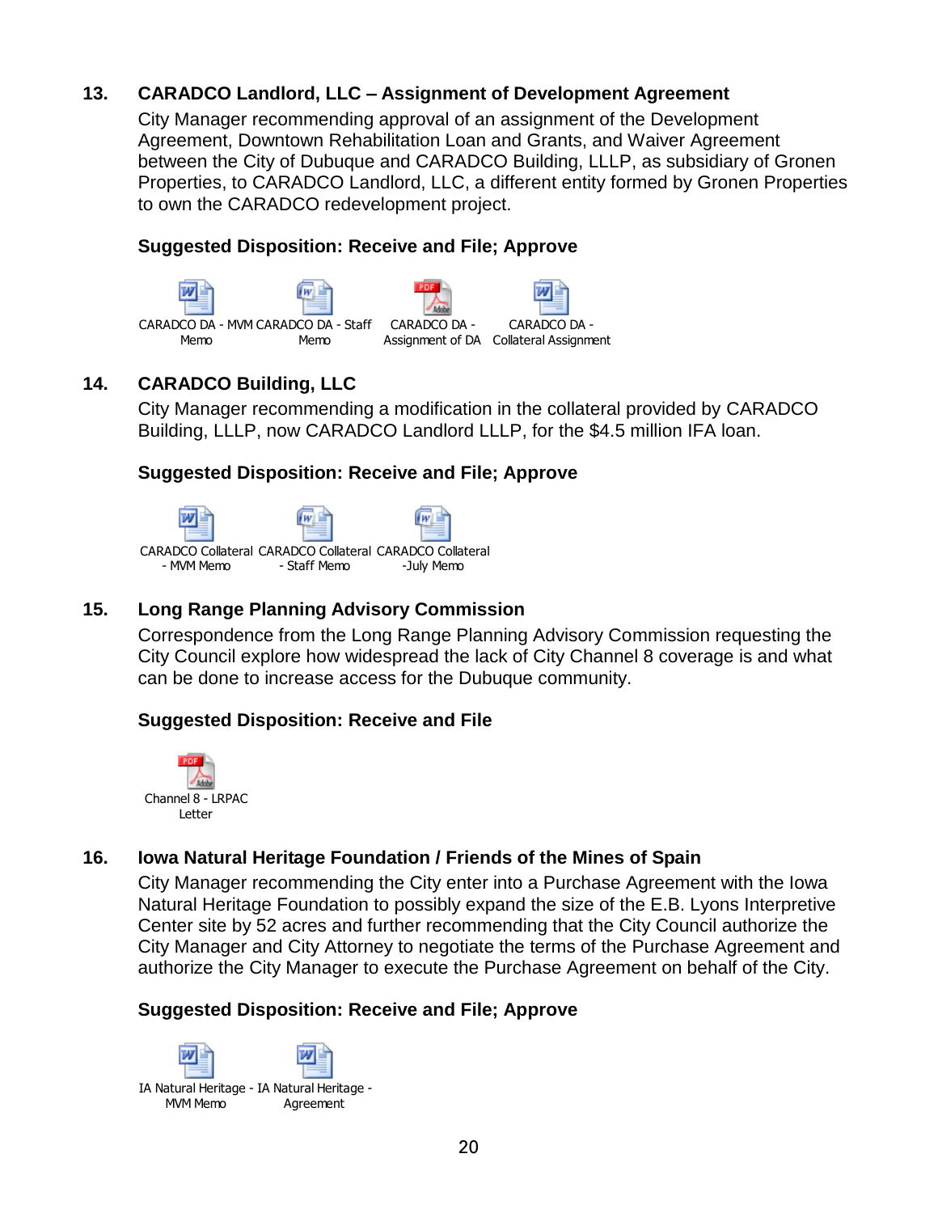### 13. CARADCO Landlord, LLC – Assignment of Development Agreement

City Manager recommending approval of an assignment of the Development Agreement, Downtown Rehabilitation Loan and Grants, and Waiver Agreement between the City of Dubuque and CARADCO Building, LLLP, as subsidiary of Gronen Properties, to CARADCO Landlord, LLC, a different entity formed by Gronen Properties to own the CARADCO redevelopment project.

**Suggested Disposition: Receive and File; Approve**

CARADCO DA - MVM Memo

CARADCO DA - Staff Memo

CARADCO DA - Assignment of DA

CARADCO DA - Collateral Assignment

### 14. CARADCO Building, LLC

City Manager recommending a modification in the collateral provided by CARADCO Building, LLLP, now CARADCO Landlord LLLP, for the $4.5 million IFA loan.

**Suggested Disposition: Receive and File; Approve**

CARADCO Collateral - MVM Memo

CARADCO Collateral - Staff Memo

CARADCO Collateral -July Memo

### 15. Long Range Planning Advisory Commission

Correspondence from the Long Range Planning Advisory Commission requesting the City Council explore how widespread the lack of City Channel 8 coverage is and what can be done to increase access for the Dubuque community.

**Suggested Disposition: Receive and File**

Channel 8 - LRPAC Letter

### 16. Iowa Natural Heritage Foundation / Friends of the Mines of Spain

City Manager recommending the City enter into a Purchase Agreement with the Iowa Natural Heritage Foundation to possibly expand the size of the E.B. Lyons Interpretive Center site by 52 acres and further recommending that the City Council authorize the City Manager and City Attorney to negotiate the terms of the Purchase Agreement and authorize the City Manager to execute the Purchase Agreement on behalf of the City.

**Suggested Disposition: Receive and File; Approve**

IA Natural Heritage - MVM Memo

IA Natural Heritage - Agreement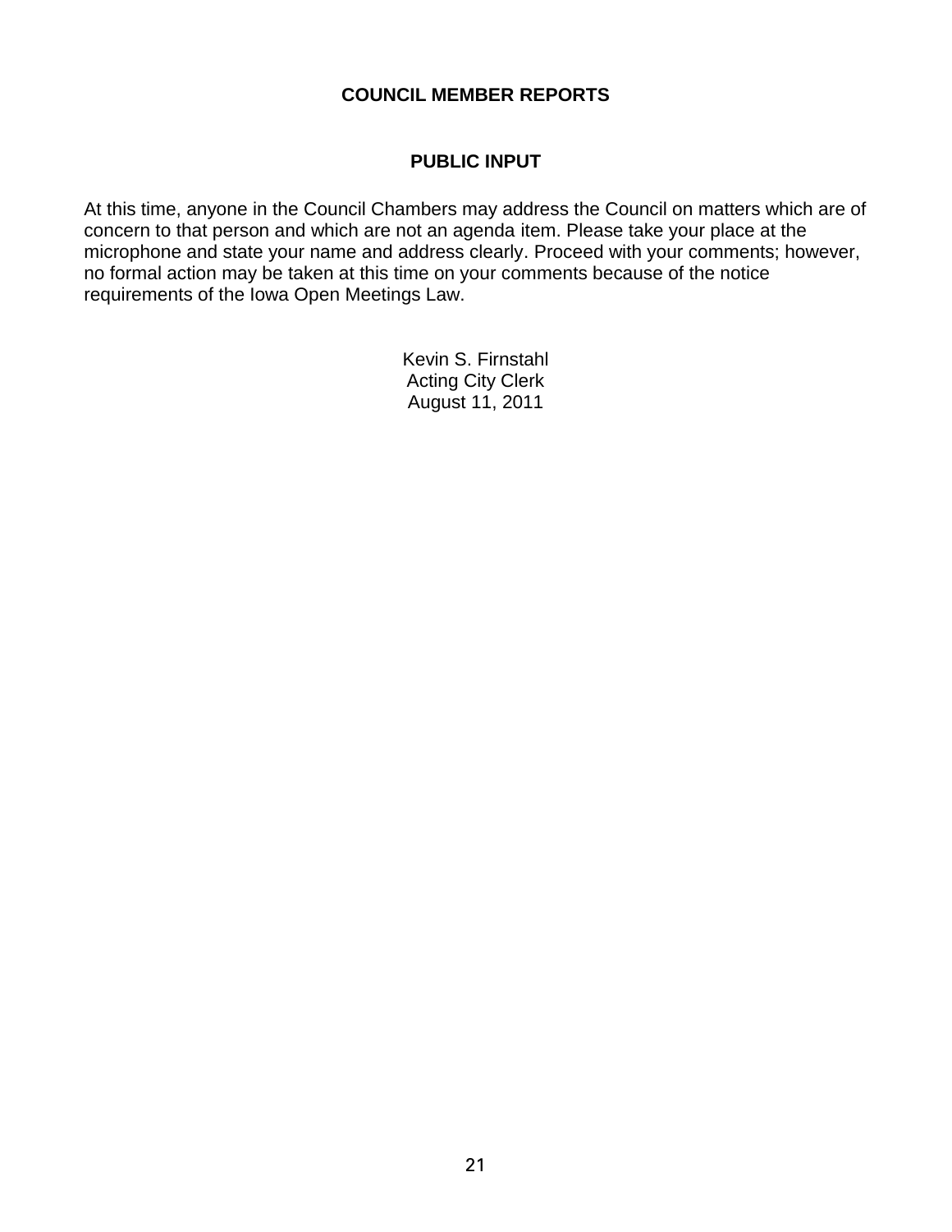## COUNCIL MEMBER REPORTS

## PUBLIC INPUT

At this time, anyone in the Council Chambers may address the Council on matters which are of concern to that person and which are not an agenda item. Please take your place at the microphone and state your name and address clearly. Proceed with your comments; however, no formal action may be taken at this time on your comments because of the notice requirements of the Iowa Open Meetings Law.

Kevin S. Firnstahl
Acting City Clerk
August 11, 2011